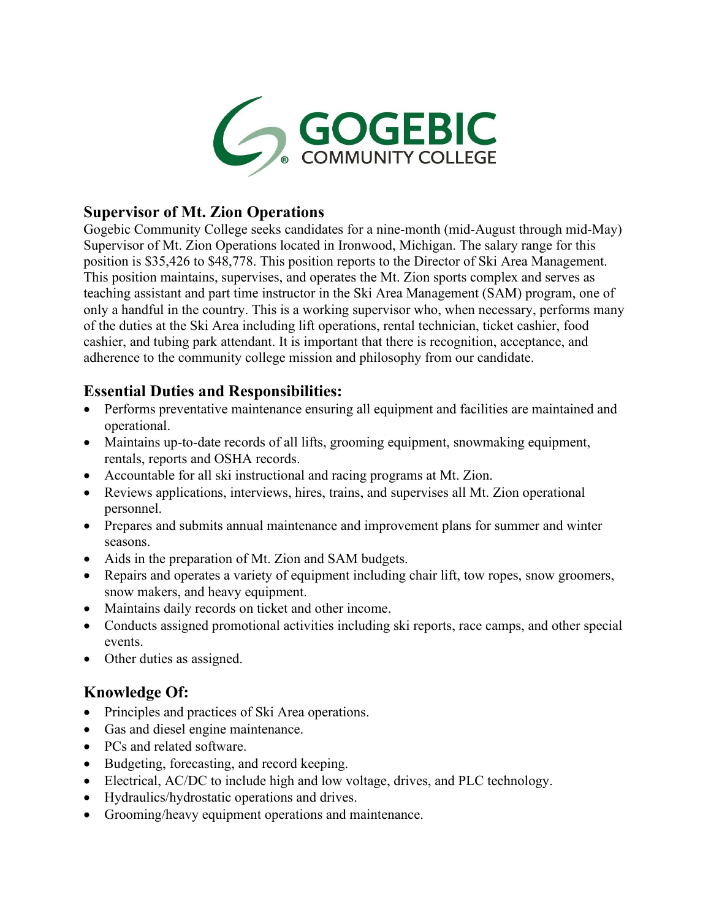GOGEBIC
COMMUNITY COLLEGE

## Supervisor of Mt. Zion Operations

Gogebic Community College seeks candidates for a nine-month (mid-August through mid-May) Supervisor of Mt. Zion Operations located in Ironwood, Michigan. The salary range for this position is $35,426 to $48,778. This position reports to the Director of Ski Area Management. This position maintains, supervises, and operates the Mt. Zion sports complex and serves as teaching assistant and part time instructor in the Ski Area Management (SAM) program, one of only a handful in the country. This is a working supervisor who, when necessary, performs many of the duties at the Ski Area including lift operations, rental technician, ticket cashier, food cashier, and tubing park attendant. It is important that there is recognition, acceptance, and adherence to the community college mission and philosophy from our candidate.

### Essential Duties and Responsibilities:

- Performs preventative maintenance ensuring all equipment and facilities are maintained and operational.
- Maintains up-to-date records of all lifts, grooming equipment, snowmaking equipment, rentals, reports and OSHA records.
- Accountable for all ski instructional and racing programs at Mt. Zion.
- Reviews applications, interviews, hires, trains, and supervises all Mt. Zion operational personnel.
- Prepares and submits annual maintenance and improvement plans for summer and winter seasons.
- Aids in the preparation of Mt. Zion and SAM budgets.
- Repairs and operates a variety of equipment including chair lift, tow ropes, snow groomers, snow makers, and heavy equipment.
- Maintains daily records on ticket and other income.
- Conducts assigned promotional activities including ski reports, race camps, and other special events.
- Other duties as assigned.

### Knowledge Of:

- Principles and practices of Ski Area operations.
- Gas and diesel engine maintenance.
- PCs and related software.
- Budgeting, forecasting, and record keeping.
- Electrical, AC/DC to include high and low voltage, drives, and PLC technology.
- Hydraulics/hydrostatic operations and drives.
- Grooming/heavy equipment operations and maintenance.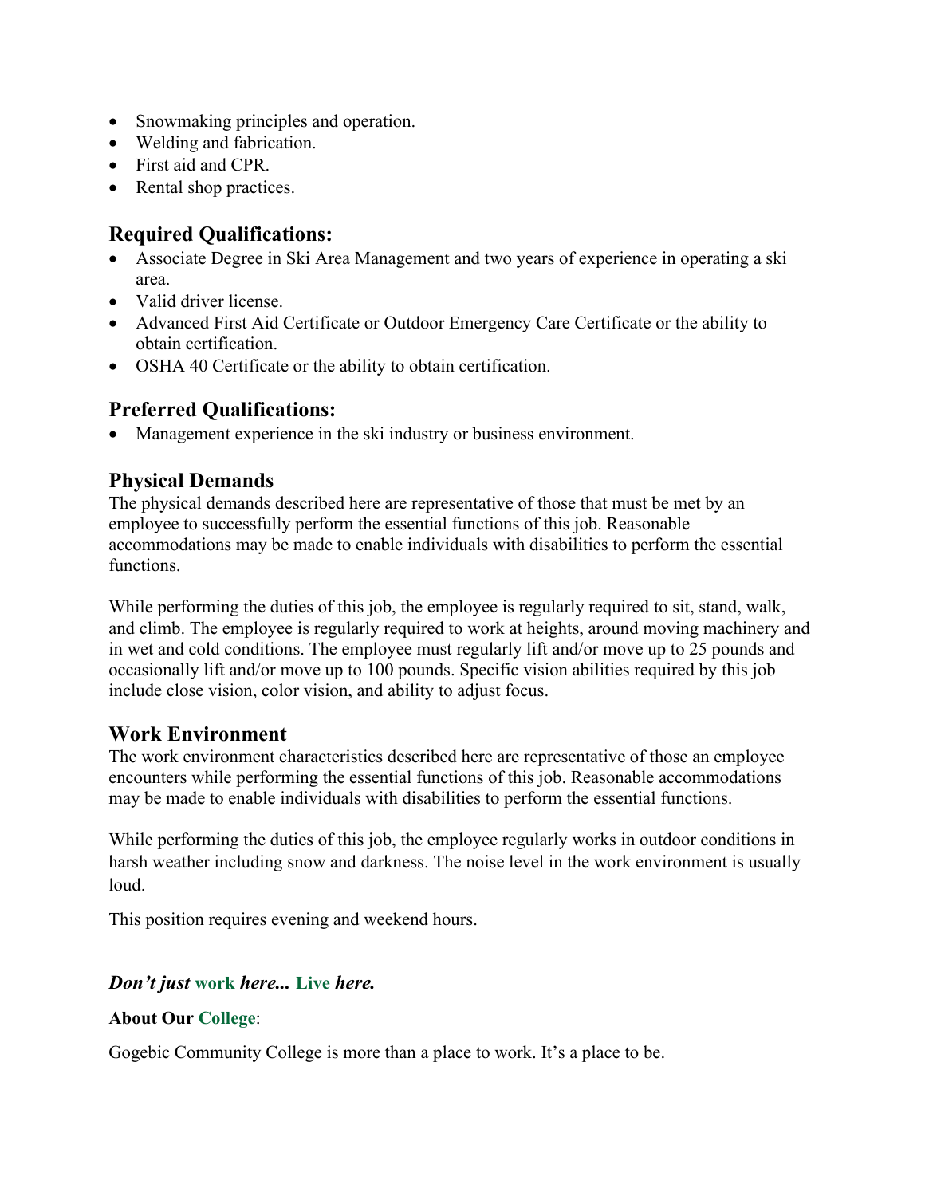- Snowmaking principles and operation.
- Welding and fabrication.
- First aid and CPR.
- Rental shop practices.

## Required Qualifications:

- Associate Degree in Ski Area Management and two years of experience in operating a ski area.
- Valid driver license.
- Advanced First Aid Certificate or Outdoor Emergency Care Certificate or the ability to obtain certification.
- OSHA 40 Certificate or the ability to obtain certification.

## Preferred Qualifications:

- Management experience in the ski industry or business environment.

## Physical Demands

The physical demands described here are representative of those that must be met by an employee to successfully perform the essential functions of this job. Reasonable accommodations may be made to enable individuals with disabilities to perform the essential functions.

While performing the duties of this job, the employee is regularly required to sit, stand, walk, and climb. The employee is regularly required to work at heights, around moving machinery and in wet and cold conditions. The employee must regularly lift and/or move up to 25 pounds and occasionally lift and/or move up to 100 pounds. Specific vision abilities required by this job include close vision, color vision, and ability to adjust focus.

## Work Environment

The work environment characteristics described here are representative of those an employee encounters while performing the essential functions of this job. Reasonable accommodations may be made to enable individuals with disabilities to perform the essential functions.

While performing the duties of this job, the employee regularly works in outdoor conditions in harsh weather including snow and darkness. The noise level in the work environment is usually loud.

This position requires evening and weekend hours.

***Don't just* work *here...* Live *here.***

**About Our College**:

Gogebic Community College is more than a place to work. It's a place to be.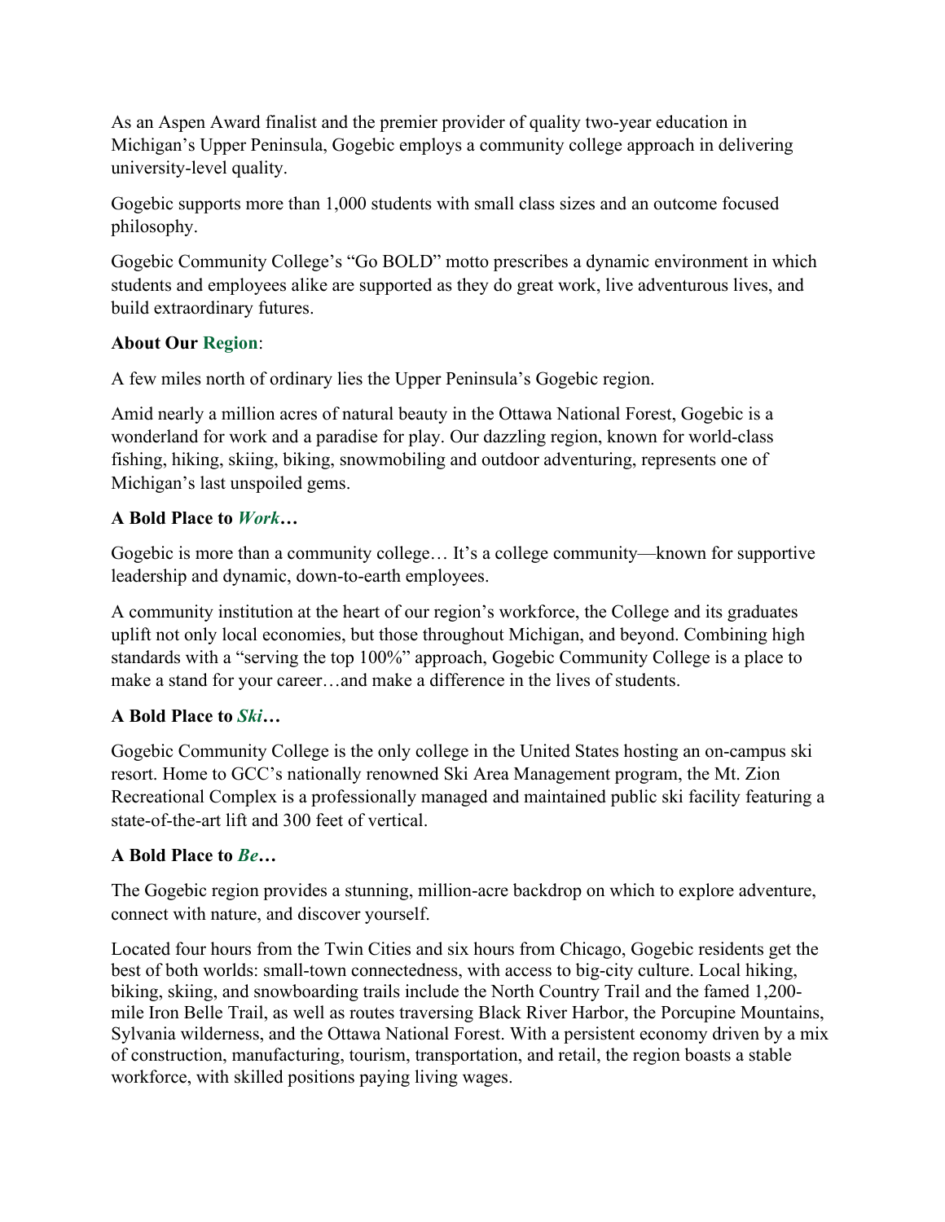As an Aspen Award finalist and the premier provider of quality two-year education in Michigan's Upper Peninsula, Gogebic employs a community college approach in delivering university-level quality.

Gogebic supports more than 1,000 students with small class sizes and an outcome focused philosophy.

Gogebic Community College's "Go BOLD" motto prescribes a dynamic environment in which students and employees alike are supported as they do great work, live adventurous lives, and build extraordinary futures.

**About Our Region**:

A few miles north of ordinary lies the Upper Peninsula's Gogebic region.

Amid nearly a million acres of natural beauty in the Ottawa National Forest, Gogebic is a wonderland for work and a paradise for play. Our dazzling region, known for world-class fishing, hiking, skiing, biking, snowmobiling and outdoor adventuring, represents one of Michigan's last unspoiled gems.

**A Bold Place to *Work*…**

Gogebic is more than a community college… It's a college community—known for supportive leadership and dynamic, down-to-earth employees.

A community institution at the heart of our region's workforce, the College and its graduates uplift not only local economies, but those throughout Michigan, and beyond. Combining high standards with a "serving the top 100%" approach, Gogebic Community College is a place to make a stand for your career…and make a difference in the lives of students.

**A Bold Place to *Ski*…**

Gogebic Community College is the only college in the United States hosting an on-campus ski resort. Home to GCC's nationally renowned Ski Area Management program, the Mt. Zion Recreational Complex is a professionally managed and maintained public ski facility featuring a state-of-the-art lift and 300 feet of vertical.

**A Bold Place to *Be*…**

The Gogebic region provides a stunning, million-acre backdrop on which to explore adventure, connect with nature, and discover yourself.

Located four hours from the Twin Cities and six hours from Chicago, Gogebic residents get the best of both worlds: small-town connectedness, with access to big-city culture. Local hiking, biking, skiing, and snowboarding trails include the North Country Trail and the famed 1,200-mile Iron Belle Trail, as well as routes traversing Black River Harbor, the Porcupine Mountains, Sylvania wilderness, and the Ottawa National Forest. With a persistent economy driven by a mix of construction, manufacturing, tourism, transportation, and retail, the region boasts a stable workforce, with skilled positions paying living wages.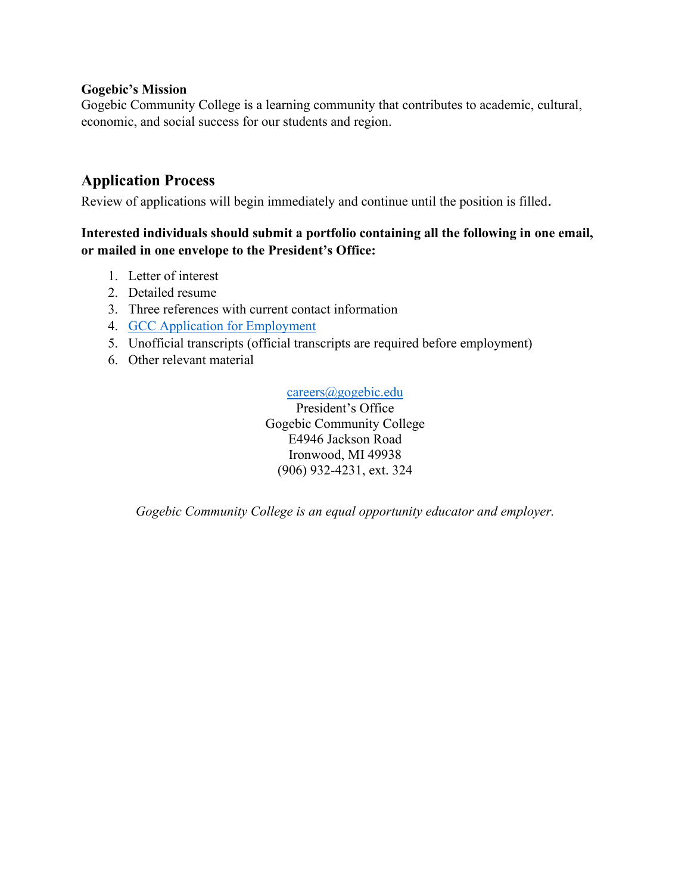**Gogebic's Mission**

Gogebic Community College is a learning community that contributes to academic, cultural, economic, and social success for our students and region.

## Application Process

Review of applications will begin immediately and continue until the position is filled.

**Interested individuals should submit a portfolio containing all the following in one email, or mailed in one envelope to the President's Office:**

1. Letter of interest
2. Detailed resume
3. Three references with current contact information
4. GCC Application for Employment
5. Unofficial transcripts (official transcripts are required before employment)
6. Other relevant material

careers@gogebic.edu
President's Office
Gogebic Community College
E4946 Jackson Road
Ironwood, MI 49938
(906) 932-4231, ext. 324

*Gogebic Community College is an equal opportunity educator and employer.*